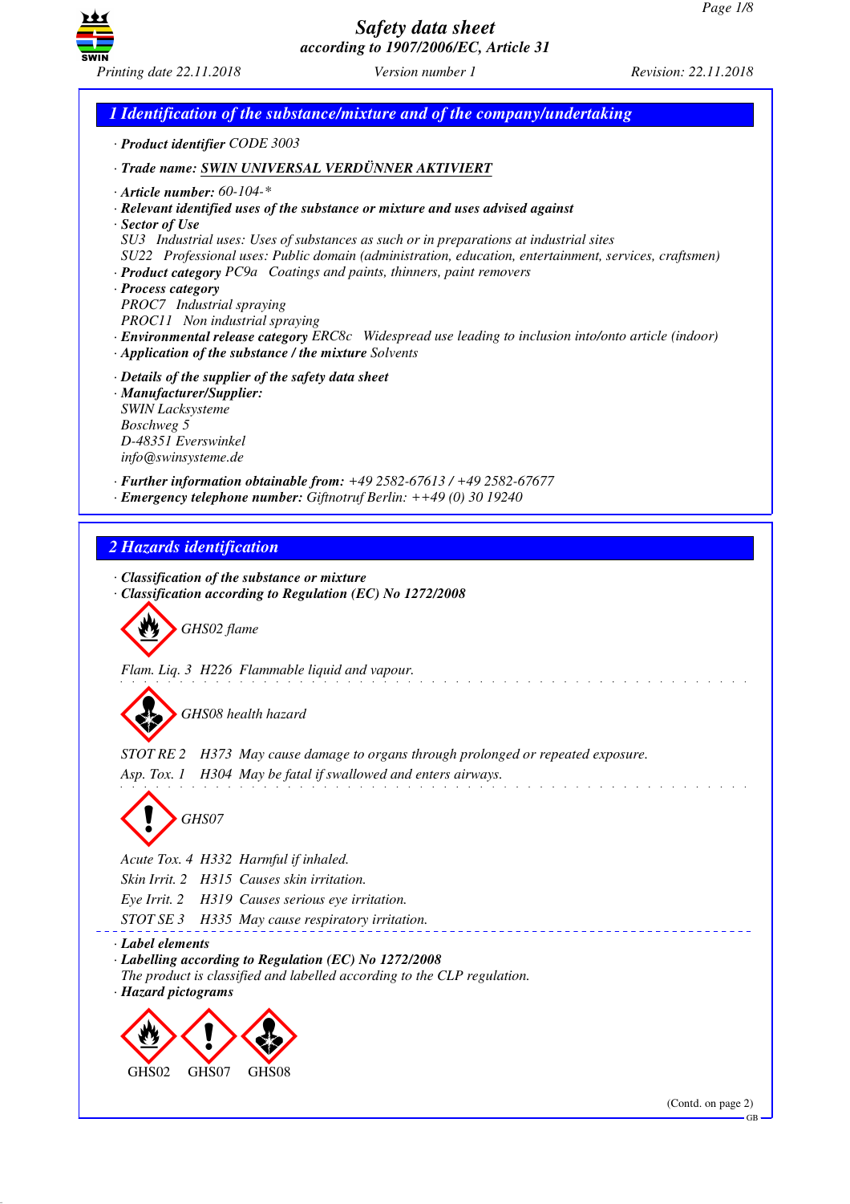# Safety data sheet
*according to 1907/2006/EC, Article 31*

Printing date 22.11.2018 Version number 1 Revision: 22.11.2018

## 1 Identification of the substance/mixture and of the company/undertaking

· **Product identifier** CODE 3003

· **Trade name:** **SWIN UNIVERSAL VERDÜNNER AKTIVIERT**

· **Article number:** 60-104-*
· **Relevant identified uses of the substance or mixture and uses advised against**
· **Sector of Use**
SU3 Industrial uses: Uses of substances as such or in preparations at industrial sites
SU22 Professional uses: Public domain (administration, education, entertainment, services, craftsmen)
· **Product category** PC9a Coatings and paints, thinners, paint removers
· **Process category**
PROC7 Industrial spraying
PROC11 Non industrial spraying
· **Environmental release category** ERC8c Widespread use leading to inclusion into/onto article (indoor)
· **Application of the substance / the mixture** Solvents

· **Details of the supplier of the safety data sheet**
· **Manufacturer/Supplier:**
SWIN Lacksysteme
Boschweg 5
D-48351 Everswinkel
info@swinsysteme.de

· **Further information obtainable from:** +49 2582-67613 / +49 2582-67677
· **Emergency telephone number:** Giftnotruf Berlin: ++49 (0) 30 19240

## 2 Hazards identification

· **Classification of the substance or mixture**
· **Classification according to Regulation (EC) No 1272/2008**

GHS02 flame

Flam. Liq. 3 H226 Flammable liquid and vapour.

GHS08 health hazard

STOT RE 2 H373 May cause damage to organs through prolonged or repeated exposure.
Asp. Tox. 1 H304 May be fatal if swallowed and enters airways.

GHS07

Acute Tox. 4 H332 Harmful if inhaled.
Skin Irrit. 2 H315 Causes skin irritation.
Eye Irrit. 2 H319 Causes serious eye irritation.
STOT SE 3 H335 May cause respiratory irritation.

· **Label elements**
· **Labelling according to Regulation (EC) No 1272/2008**
The product is classified and labelled according to the CLP regulation.
· **Hazard pictograms**

GHS02 GHS07 GHS08

(Contd. on page 2)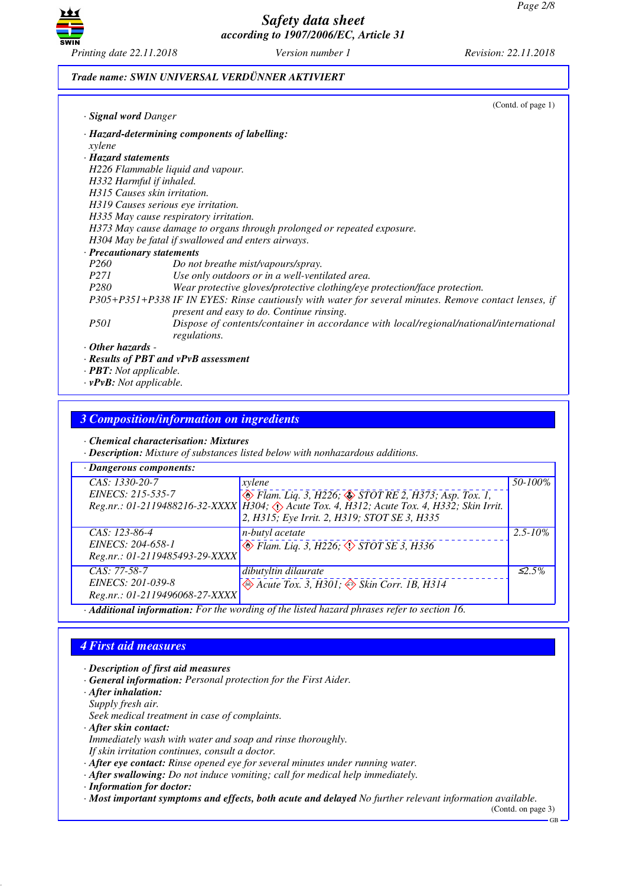Trade name: SWIN UNIVERSAL VERDÜNNER AKTIVIERT

(Contd. of page 1)

· **Signal word** *Danger*

· **Hazard-determining components of labelling:**
xylene

· **Hazard statements**
H226 Flammable liquid and vapour.
H332 Harmful if inhaled.
H315 Causes skin irritation.
H319 Causes serious eye irritation.
H335 May cause respiratory irritation.
H373 May cause damage to organs through prolonged or repeated exposure.
H304 May be fatal if swallowed and enters airways.

· **Precautionary statements**

| | |
|---|---|
| P260 | Do not breathe mist/vapours/spray. |
| P271 | Use only outdoors or in a well-ventilated area. |
| P280 | Wear protective gloves/protective clothing/eye protection/face protection. |
| P305+P351+P338 | IF IN EYES: Rinse cautiously with water for several minutes. Remove contact lenses, if present and easy to do. Continue rinsing. |
| P501 | Dispose of contents/container in accordance with local/regional/national/international regulations. |

· **Other hazards** -

· **Results of PBT and vPvB assessment**
· **PBT:** Not applicable.
· **vPvB:** Not applicable.

## 3 Composition/information on ingredients

· **Chemical characterisation: Mixtures**
· **Description:** Mixture of substances listed below with nonhazardous additions.

· **Dangerous components:**

| | | |
|---|---|---|
| CAS: 1330-20-7<br>EINECS: 215-535-7<br>Reg.nr.: 01-2119488216-32-XXXX | xylene<br>Flam. Liq. 3, H226; STOT RE 2, H373; Asp. Tox. 1, H304; Acute Tox. 4, H312; Acute Tox. 4, H332; Skin Irrit. 2, H315; Eye Irrit. 2, H319; STOT SE 3, H335 | 50-100% |
| CAS: 123-86-4<br>EINECS: 204-658-1<br>Reg.nr.: 01-2119485493-29-XXXX | n-butyl acetate<br>Flam. Liq. 3, H226; STOT SE 3, H336 | 2.5-10% |
| CAS: 77-58-7<br>EINECS: 201-039-8<br>Reg.nr.: 01-2119496068-27-XXXX | dibutyltin dilaurate<br>Acute Tox. 3, H301; Skin Corr. 1B, H314 | ≤2.5% |

· **Additional information:** For the wording of the listed hazard phrases refer to section 16.

## 4 First aid measures

· **Description of first aid measures**
· **General information:** Personal protection for the First Aider.
· **After inhalation:**
Supply fresh air.
Seek medical treatment in case of complaints.
· **After skin contact:**
Immediately wash with water and soap and rinse thoroughly.
If skin irritation continues, consult a doctor.
· **After eye contact:** Rinse opened eye for several minutes under running water.
· **After swallowing:** Do not induce vomiting; call for medical help immediately.
· **Information for doctor:**
· **Most important symptoms and effects, both acute and delayed** No further relevant information available.

(Contd. on page 3)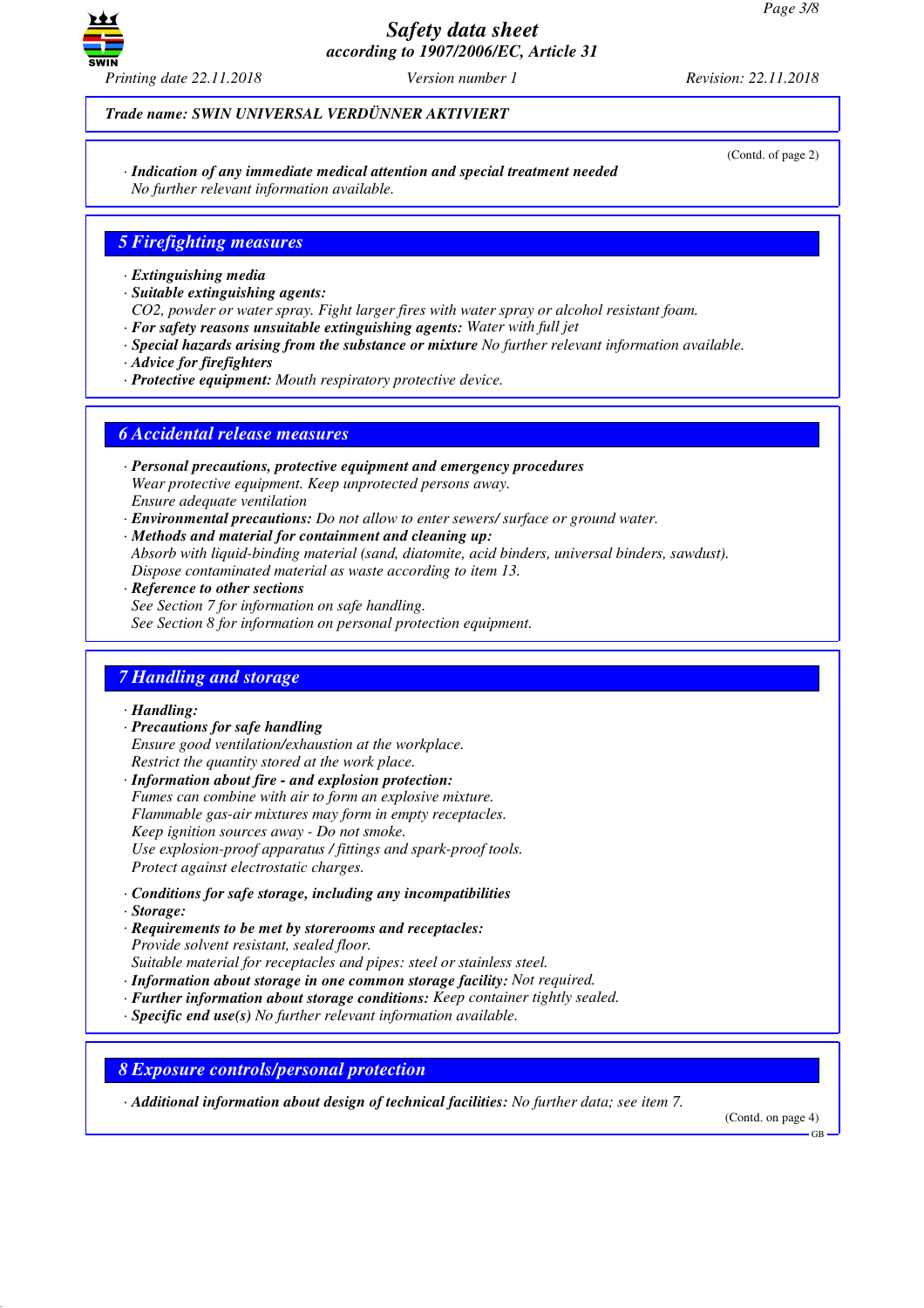Trade name: SWIN UNIVERSAL VERDÜNNER AKTIVIERT

(Contd. of page 2)

· **Indication of any immediate medical attention and special treatment needed**
No further relevant information available.

## 5 Firefighting measures

· **Extinguishing media**
· **Suitable extinguishing agents:**
$CO_2$, powder or water spray. Fight larger fires with water spray or alcohol resistant foam.
· **For safety reasons unsuitable extinguishing agents:** Water with full jet
· **Special hazards arising from the substance or mixture** No further relevant information available.
· **Advice for firefighters**
· **Protective equipment:** Mouth respiratory protective device.

## 6 Accidental release measures

· **Personal precautions, protective equipment and emergency procedures**
Wear protective equipment. Keep unprotected persons away.
Ensure adequate ventilation
· **Environmental precautions:** Do not allow to enter sewers/ surface or ground water.
· **Methods and material for containment and cleaning up:**
Absorb with liquid-binding material (sand, diatomite, acid binders, universal binders, sawdust).
Dispose contaminated material as waste according to item 13.
· **Reference to other sections**
See Section 7 for information on safe handling.
See Section 8 for information on personal protection equipment.

## 7 Handling and storage

· **Handling:**
· **Precautions for safe handling**
Ensure good ventilation/exhaustion at the workplace.
Restrict the quantity stored at the work place.
· **Information about fire - and explosion protection:**
Fumes can combine with air to form an explosive mixture.
Flammable gas-air mixtures may form in empty receptacles.
Keep ignition sources away - Do not smoke.
Use explosion-proof apparatus / fittings and spark-proof tools.
Protect against electrostatic charges.

· **Conditions for safe storage, including any incompatibilities**
· **Storage:**
· **Requirements to be met by storerooms and receptacles:**
Provide solvent resistant, sealed floor.
Suitable material for receptacles and pipes: steel or stainless steel.
· **Information about storage in one common storage facility:** Not required.
· **Further information about storage conditions:** Keep container tightly sealed.
· **Specific end use(s)** No further relevant information available.

## 8 Exposure controls/personal protection

· **Additional information about design of technical facilities:** No further data; see item 7.

(Contd. on page 4)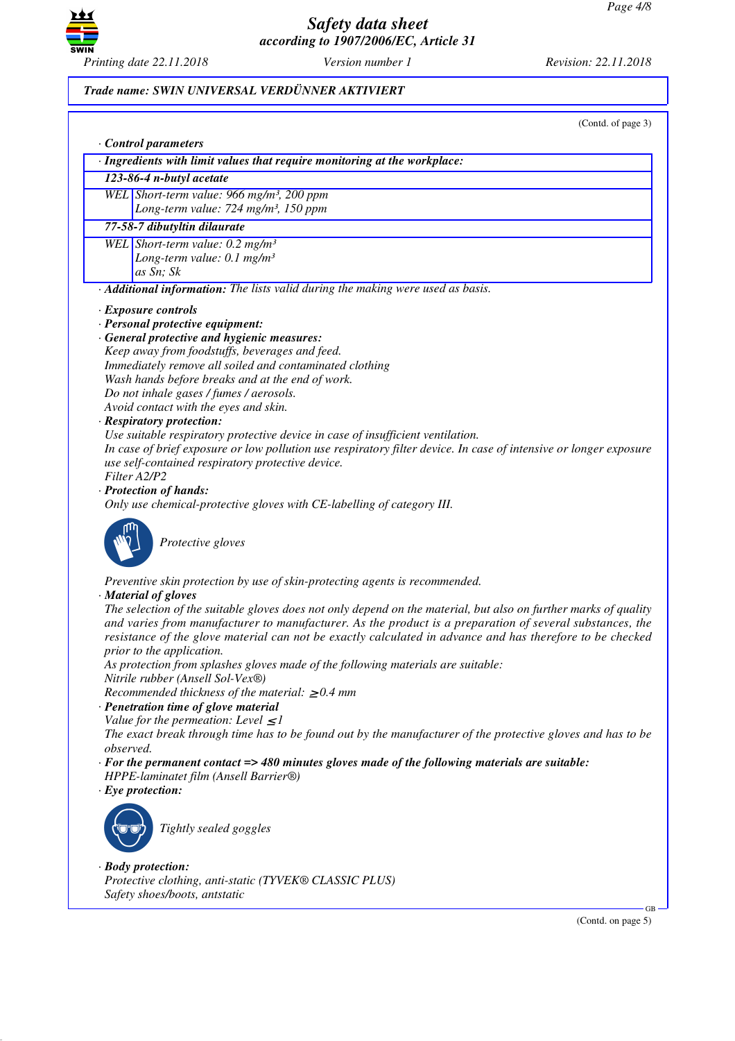**Trade name: SWIN UNIVERSAL VERDÜNNER AKTIVIERT**

(Contd. of page 3)

· **Control parameters**

| · Ingredients with limit values that require monitoring at the workplace: | |
|---|---|
| **123-86-4 n-butyl acetate** | |
| WEL | Short-term value: 966 mg/m³, 200 ppm<br>Long-term value: 724 mg/m³, 150 ppm |
| **77-58-7 dibutyltin dilaurate** | |
| WEL | Short-term value: 0.2 mg/m³<br>Long-term value: 0.1 mg/m³<br>as Sn; Sk |

· **Additional information:** The lists valid during the making were used as basis.

· **Exposure controls**
· **Personal protective equipment:**
· **General protective and hygienic measures:**
Keep away from foodstuffs, beverages and feed.
Immediately remove all soiled and contaminated clothing
Wash hands before breaks and at the end of work.
Do not inhale gases / fumes / aerosols.
Avoid contact with the eyes and skin.
· **Respiratory protection:**
Use suitable respiratory protective device in case of insufficient ventilation.
In case of brief exposure or low pollution use respiratory filter device. In case of intensive or longer exposure use self-contained respiratory protective device.
Filter A2/P2
· **Protection of hands:**
Only use chemical-protective gloves with CE-labelling of category III.

Protective gloves

Preventive skin protection by use of skin-protecting agents is recommended.
· **Material of gloves**
The selection of the suitable gloves does not only depend on the material, but also on further marks of quality and varies from manufacturer to manufacturer. As the product is a preparation of several substances, the resistance of the glove material can not be exactly calculated in advance and has therefore to be checked prior to the application.
As protection from splashes gloves made of the following materials are suitable:
Nitrile rubber (Ansell Sol-Vex®)
Recommended thickness of the material: ≥ 0.4 mm
· **Penetration time of glove material**
Value for the permeation: Level ≤ 1
The exact break through time has to be found out by the manufacturer of the protective gloves and has to be observed.
· **For the permanent contact => 480 minutes gloves made of the following materials are suitable:**
HPPE-laminatet film (Ansell Barrier®)
· **Eye protection:**

Tightly sealed goggles

· **Body protection:**
Protective clothing, anti-static (TYVEK® CLASSIC PLUS)
Safety shoes/boots, antstatic

(Contd. on page 5)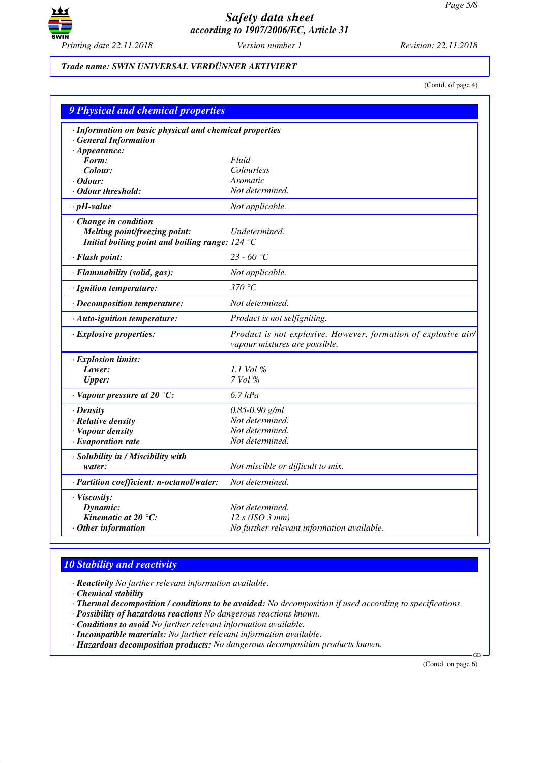Trade name: SWIN UNIVERSAL VERDÜNNER AKTIVIERT

(Contd. of page 4)

## 9 Physical and chemical properties

| | |
|---|---|
| **· Information on basic physical and chemical properties** | |
| **· General Information** | |
| **· Appearance:** | |
| **Form:** | Fluid |
| **Colour:** | Colourless |
| **· Odour:** | Aromatic |
| **· Odour threshold:** | Not determined. |
| **· pH-value** | Not applicable. |
| **· Change in condition** | |
| **Melting point/freezing point:** | Undetermined. |
| **Initial boiling point and boiling range:** | 124 °C |
| **· Flash point:** | 23 - 60 °C |
| **· Flammability (solid, gas):** | Not applicable. |
| **· Ignition temperature:** | 370 °C |
| **· Decomposition temperature:** | Not determined. |
| **· Auto-ignition temperature:** | Product is not selfigniting. |
| **· Explosive properties:** | Product is not explosive. However, formation of explosive air/vapour mixtures are possible. |
| **· Explosion limits:** | |
| **Lower:** | 1.1 Vol % |
| **Upper:** | 7 Vol % |
| **· Vapour pressure at 20 °C:** | 6.7 hPa |
| **· Density** | 0.85-0.90 g/ml |
| **· Relative density** | Not determined. |
| **· Vapour density** | Not determined. |
| **· Evaporation rate** | Not determined. |
| **· Solubility in / Miscibility with water:** | Not miscible or difficult to mix. |
| **· Partition coefficient: n-octanol/water:** | Not determined. |
| **· Viscosity:** | |
| **Dynamic:** | Not determined. |
| **Kinematic at 20 °C:** | 12 s (ISO 3 mm) |
| **· Other information** | No further relevant information available. |

## 10 Stability and reactivity

- **Reactivity** No further relevant information available.
- **Chemical stability**
- **Thermal decomposition / conditions to be avoided:** No decomposition if used according to specifications.
- **Possibility of hazardous reactions** No dangerous reactions known.
- **Conditions to avoid** No further relevant information available.
- **Incompatible materials:** No further relevant information available.
- **Hazardous decomposition products:** No dangerous decomposition products known.

(Contd. on page 6)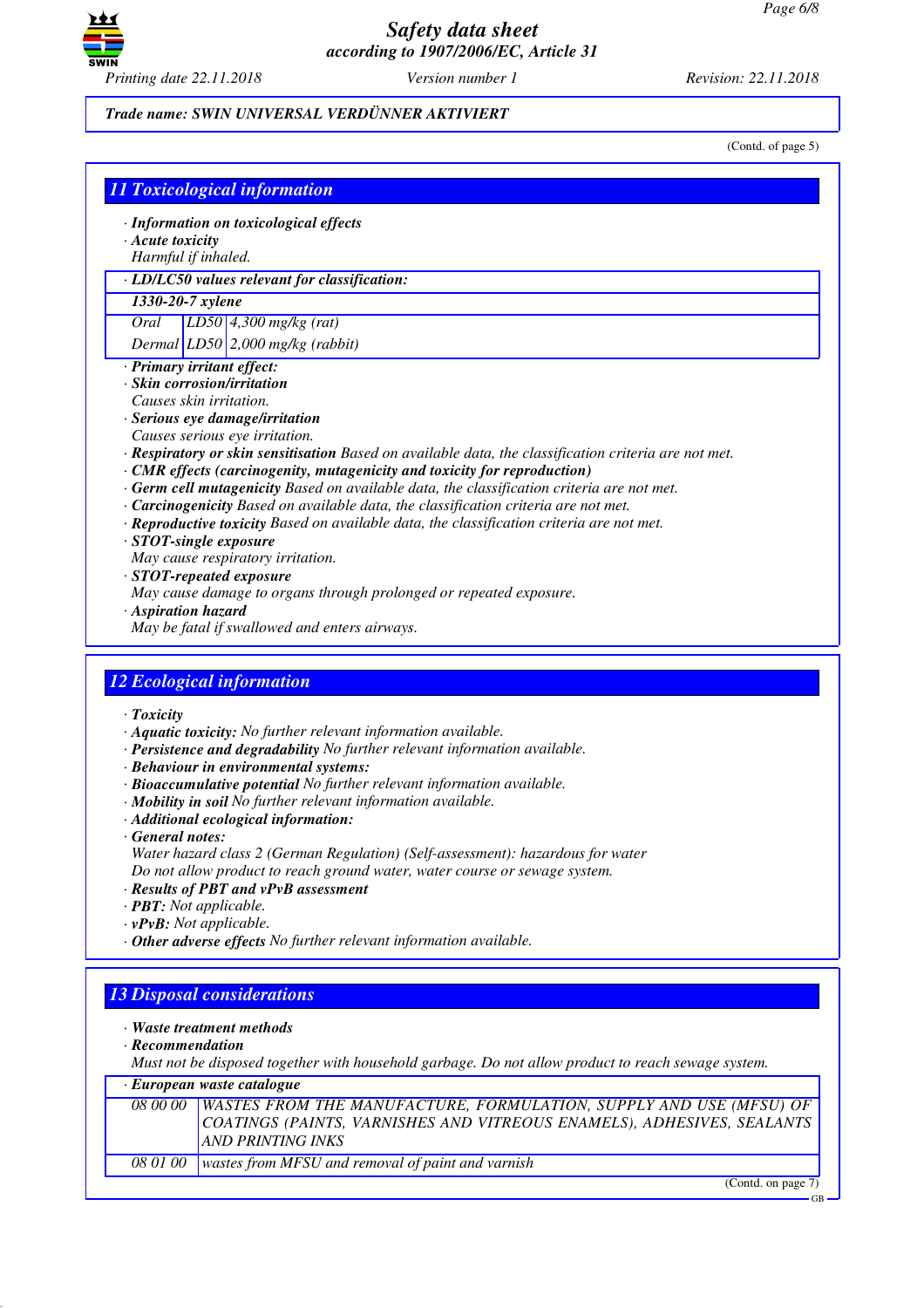Trade name: SWIN UNIVERSAL VERDÜNNER AKTIVIERT

(Contd. of page 5)

## 11 Toxicological information

· **Information on toxicological effects**
· **Acute toxicity**
Harmful if inhaled.

· **LD/LC50 values relevant for classification:**

| 1330-20-7 xylene | | |
|---|---|---|
| Oral | LD50 | 4,300 mg/kg (rat) |
| Dermal | LD50 | 2,000 mg/kg (rabbit) |

· **Primary irritant effect:**
· **Skin corrosion/irritation**
Causes skin irritation.
· **Serious eye damage/irritation**
Causes serious eye irritation.
· **Respiratory or skin sensitisation** Based on available data, the classification criteria are not met.
· **CMR effects (carcinogenity, mutagenicity and toxicity for reproduction)**
· **Germ cell mutagenicity** Based on available data, the classification criteria are not met.
· **Carcinogenicity** Based on available data, the classification criteria are not met.
· **Reproductive toxicity** Based on available data, the classification criteria are not met.
· **STOT-single exposure**
May cause respiratory irritation.
· **STOT-repeated exposure**
May cause damage to organs through prolonged or repeated exposure.
· **Aspiration hazard**
May be fatal if swallowed and enters airways.

## 12 Ecological information

· **Toxicity**
· **Aquatic toxicity:** No further relevant information available.
· **Persistence and degradability** No further relevant information available.
· **Behaviour in environmental systems:**
· **Bioaccumulative potential** No further relevant information available.
· **Mobility in soil** No further relevant information available.
· **Additional ecological information:**
· **General notes:**
Water hazard class 2 (German Regulation) (Self-assessment): hazardous for water
Do not allow product to reach ground water, water course or sewage system.
· **Results of PBT and vPvB assessment**
· **PBT:** Not applicable.
· **vPvB:** Not applicable.
· **Other adverse effects** No further relevant information available.

## 13 Disposal considerations

· **Waste treatment methods**
· **Recommendation**
Must not be disposed together with household garbage. Do not allow product to reach sewage system.

| · European waste catalogue | |
|---|---|
| 08 00 00 | WASTES FROM THE MANUFACTURE, FORMULATION, SUPPLY AND USE (MFSU) OF COATINGS (PAINTS, VARNISHES AND VITREOUS ENAMELS), ADHESIVES, SEALANTS AND PRINTING INKS |
| 08 01 00 | wastes from MFSU and removal of paint and varnish |

(Contd. on page 7)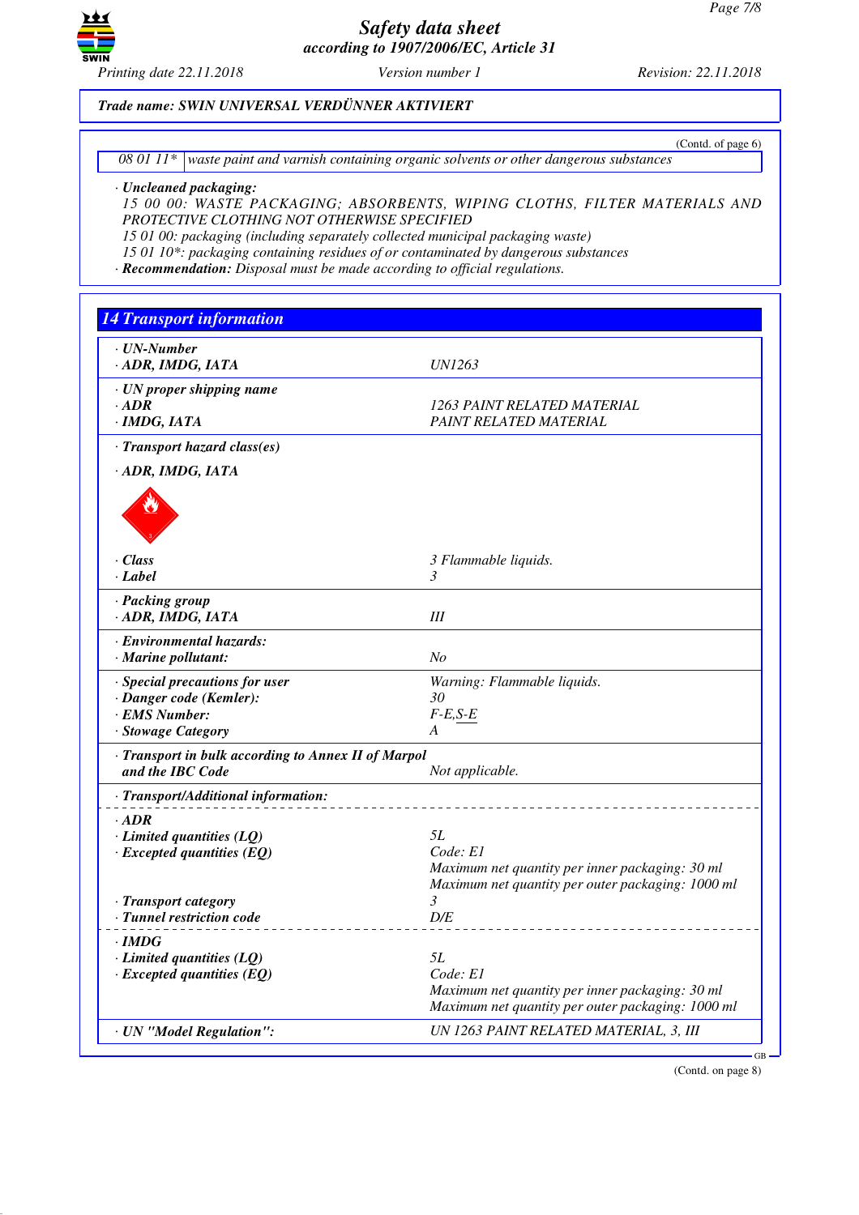Trade name: SWIN UNIVERSAL VERDÜNNER AKTIVIERT

(Contd. of page 6)

| | |
|---|---|
| 08 01 11* | waste paint and varnish containing organic solvents or other dangerous substances |

· **Uncleaned packaging:**
15 00 00: WASTE PACKAGING; ABSORBENTS, WIPING CLOTHS, FILTER MATERIALS AND PROTECTIVE CLOTHING NOT OTHERWISE SPECIFIED
15 01 00: packaging (including separately collected municipal packaging waste)
15 01 10*: packaging containing residues of or contaminated by dangerous substances
· **Recommendation:** Disposal must be made according to official regulations.

## 14 Transport information

| | |
|---|---|
| · **UN-Number** | |
| · **ADR, IMDG, IATA** | UN1263 |
| · **UN proper shipping name** | |
| · **ADR** | 1263 PAINT RELATED MATERIAL |
| · **IMDG, IATA** | PAINT RELATED MATERIAL |
| · **Transport hazard class(es)** | |
| · **ADR, IMDG, IATA** | |
| · **Class** | 3 Flammable liquids. |
| · **Label** | 3 |
| · **Packing group** | |
| · **ADR, IMDG, IATA** | III |
| · **Environmental hazards:** | |
| · **Marine pollutant:** | No |
| · **Special precautions for user** | Warning: Flammable liquids. |
| · **Danger code (Kemler):** | 30 |
| · **EMS Number:** | F-E,S-E |
| · **Stowage Category** | A |
| · **Transport in bulk according to Annex II of Marpol and the IBC Code** | Not applicable. |
| · **Transport/Additional information:** | |
| · **ADR** | |
| · **Limited quantities (LQ)** | 5L |
| · **Excepted quantities (EQ)** | Code: E1<br>Maximum net quantity per inner packaging: 30 ml<br>Maximum net quantity per outer packaging: 1000 ml |
| · **Transport category** | 3 |
| · **Tunnel restriction code** | D/E |
| · **IMDG** | |
| · **Limited quantities (LQ)** | 5L |
| · **Excepted quantities (EQ)** | Code: E1<br>Maximum net quantity per inner packaging: 30 ml<br>Maximum net quantity per outer packaging: 1000 ml |
| · **UN "Model Regulation":** | UN 1263 PAINT RELATED MATERIAL, 3, III |

GB

(Contd. on page 8)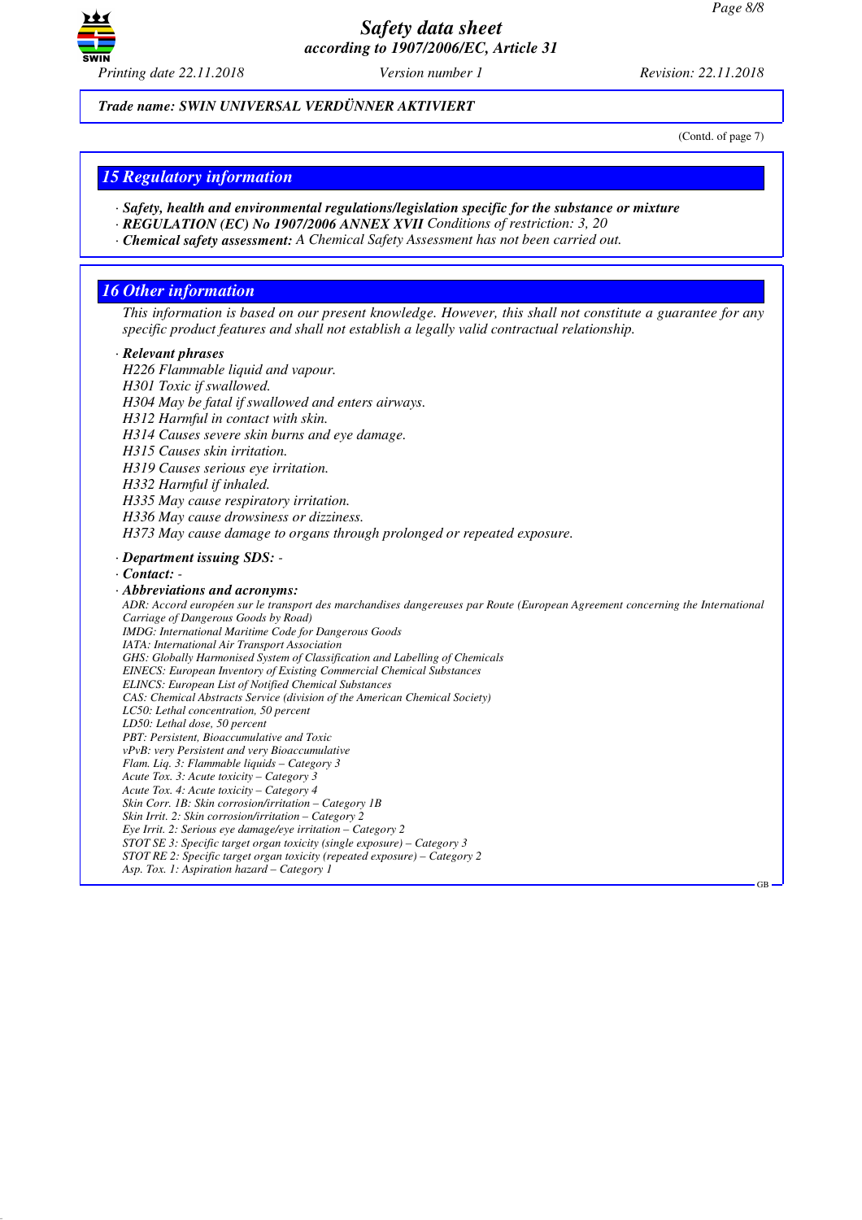*Trade name: SWIN UNIVERSAL VERDÜNNER AKTIVIERT*

(Contd. of page 7)

## 15 Regulatory information

· ***Safety, health and environmental regulations/legislation specific for the substance or mixture***
· ***REGULATION (EC) No 1907/2006 ANNEX XVII*** *Conditions of restriction: 3, 20*
· ***Chemical safety assessment:*** *A Chemical Safety Assessment has not been carried out.*

## 16 Other information

*This information is based on our present knowledge. However, this shall not constitute a guarantee for any specific product features and shall not establish a legally valid contractual relationship.*

· ***Relevant phrases***

*H226 Flammable liquid and vapour.*
*H301 Toxic if swallowed.*
*H304 May be fatal if swallowed and enters airways.*
*H312 Harmful in contact with skin.*
*H314 Causes severe skin burns and eye damage.*
*H315 Causes skin irritation.*
*H319 Causes serious eye irritation.*
*H332 Harmful if inhaled.*
*H335 May cause respiratory irritation.*
*H336 May cause drowsiness or dizziness.*
*H373 May cause damage to organs through prolonged or repeated exposure.*

· ***Department issuing SDS:*** *-*
· ***Contact:*** *-*
· ***Abbreviations and acronyms:***

*ADR: Accord européen sur le transport des marchandises dangereuses par Route (European Agreement concerning the International Carriage of Dangerous Goods by Road)*
*IMDG: International Maritime Code for Dangerous Goods*
*IATA: International Air Transport Association*
*GHS: Globally Harmonised System of Classification and Labelling of Chemicals*
*EINECS: European Inventory of Existing Commercial Chemical Substances*
*ELINCS: European List of Notified Chemical Substances*
*CAS: Chemical Abstracts Service (division of the American Chemical Society)*
*LC50: Lethal concentration, 50 percent*
*LD50: Lethal dose, 50 percent*
*PBT: Persistent, Bioaccumulative and Toxic*
*vPvB: very Persistent and very Bioaccumulative*
*Flam. Liq. 3: Flammable liquids – Category 3*
*Acute Tox. 3: Acute toxicity – Category 3*
*Acute Tox. 4: Acute toxicity – Category 4*
*Skin Corr. 1B: Skin corrosion/irritation – Category 1B*
*Skin Irrit. 2: Skin corrosion/irritation – Category 2*
*Eye Irrit. 2: Serious eye damage/eye irritation – Category 2*
*STOT SE 3: Specific target organ toxicity (single exposure) – Category 3*
*STOT RE 2: Specific target organ toxicity (repeated exposure) – Category 2*
*Asp. Tox. 1: Aspiration hazard – Category 1*